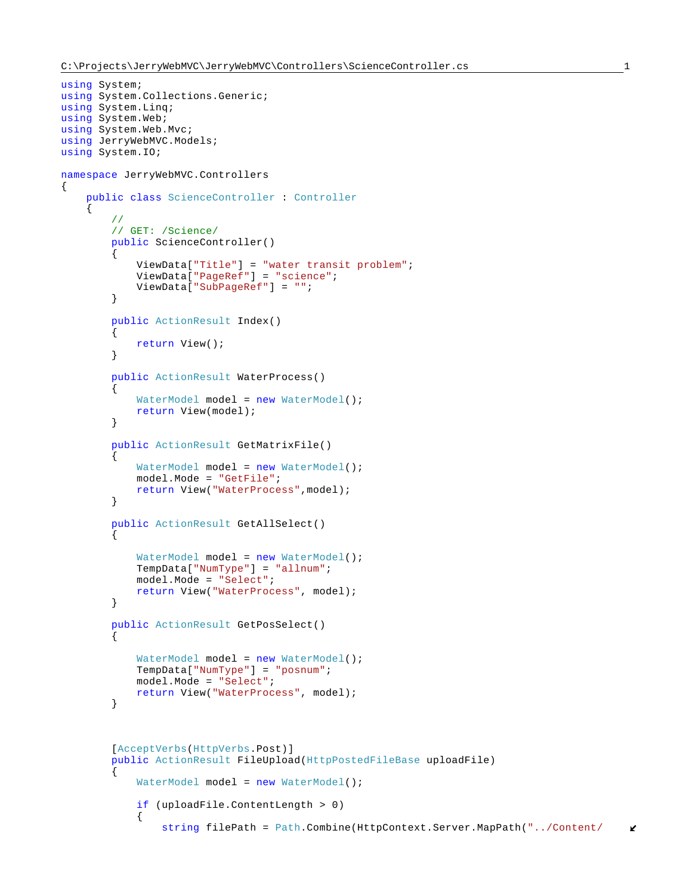C:\Projects\JerryWebMVC\JerryWebMVC\Controllers\ScienceController.cs

```
using System;
using System.Collections.Generic;
using System.Linq;
using System.Web;
using System.Web.Mvc;
using JerryWebMVC.Models;
using System.IO;

namespace JerryWebMVC.Controllers
{
    public class ScienceController : Controller
    {
        //
        // GET: /Science/
        public ScienceController()
        {
            ViewData["Title"] = "water transit problem";
            ViewData["PageRef"] = "science";
            ViewData["SubPageRef"] = "";
        }

        public ActionResult Index()
        {
            return View();
        }

        public ActionResult WaterProcess()
        {
            WaterModel model = new WaterModel();
            return View(model);
        }

        public ActionResult GetMatrixFile()
        {
            WaterModel model = new WaterModel();
            model.Mode = "GetFile";
            return View("WaterProcess",model);
        }

        public ActionResult GetAllSelect()
        {

            WaterModel model = new WaterModel();
            TempData["NumType"] = "allnum";
            model.Mode = "Select";
            return View("WaterProcess", model);
        }

        public ActionResult GetPosSelect()
        {

            WaterModel model = new WaterModel();
            TempData["NumType"] = "posnum";
            model.Mode = "Select";
            return View("WaterProcess", model);
        }



        [AcceptVerbs(HttpVerbs.Post)]
        public ActionResult FileUpload(HttpPostedFileBase uploadFile)
        {
            WaterModel model = new WaterModel();

            if (uploadFile.ContentLength > 0)
            {
                string filePath = Path.Combine(HttpContext.Server.MapPath("../Content/
```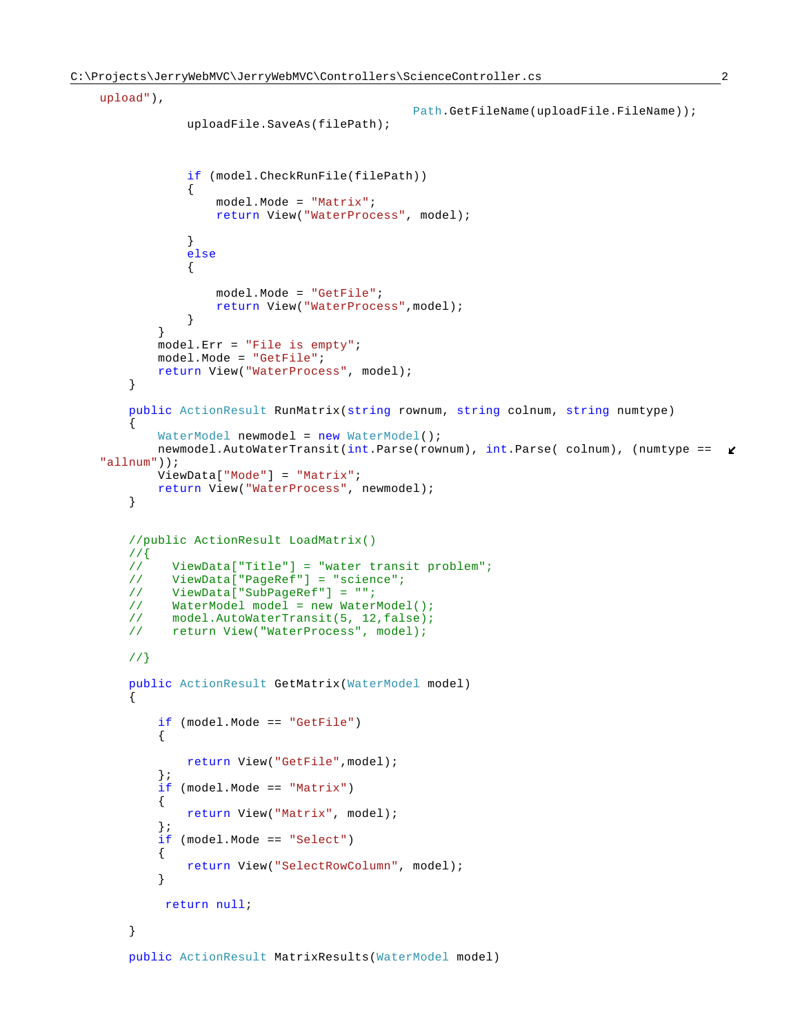```
upload"),
                                            Path.GetFileName(uploadFile.FileName));
                uploadFile.SaveAs(filePath);



                if (model.CheckRunFile(filePath))
                {
                    model.Mode = "Matrix";
                    return View("WaterProcess", model);

                }
                else
                {

                    model.Mode = "GetFile";
                    return View("WaterProcess",model);
                }
            }
            model.Err = "File is empty";
            model.Mode = "GetFile";
            return View("WaterProcess", model);
        }

        public ActionResult RunMatrix(string rownum, string colnum, string numtype)
        {
            WaterModel newmodel = new WaterModel();
            newmodel.AutoWaterTransit(int.Parse(rownum), int.Parse( colnum), (numtype == 
"allnum"));
            ViewData["Mode"] = "Matrix";
            return View("WaterProcess", newmodel);
        }


        //public ActionResult LoadMatrix()
        //{
        //    ViewData["Title"] = "water transit problem";
        //    ViewData["PageRef"] = "science";
        //    ViewData["SubPageRef"] = "";
        //    WaterModel model = new WaterModel();
        //    model.AutoWaterTransit(5, 12,false);
        //    return View("WaterProcess", model);

        //}

        public ActionResult GetMatrix(WaterModel model)
        {

            if (model.Mode == "GetFile")
            {

                return View("GetFile",model);
            };
            if (model.Mode == "Matrix")
            {
                return View("Matrix", model);
            };
            if (model.Mode == "Select")
            {
                return View("SelectRowColumn", model);
            }

             return null;

        }

        public ActionResult MatrixResults(WaterModel model)
```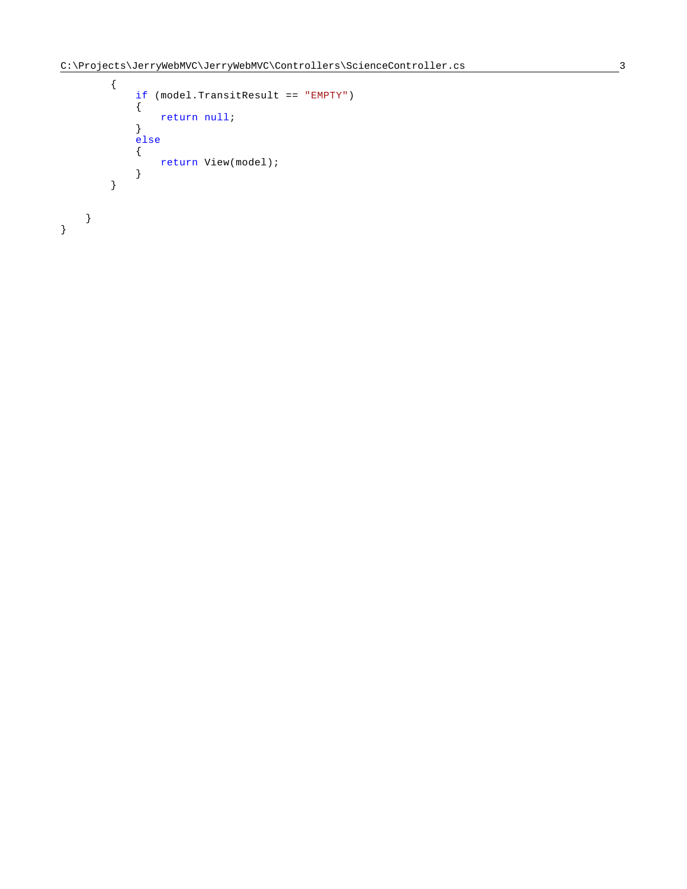```
        {
            if (model.TransitResult == "EMPTY")
            {
                return null;
            }
            else
            {
                return View(model);
            }
        }


    }
}
```